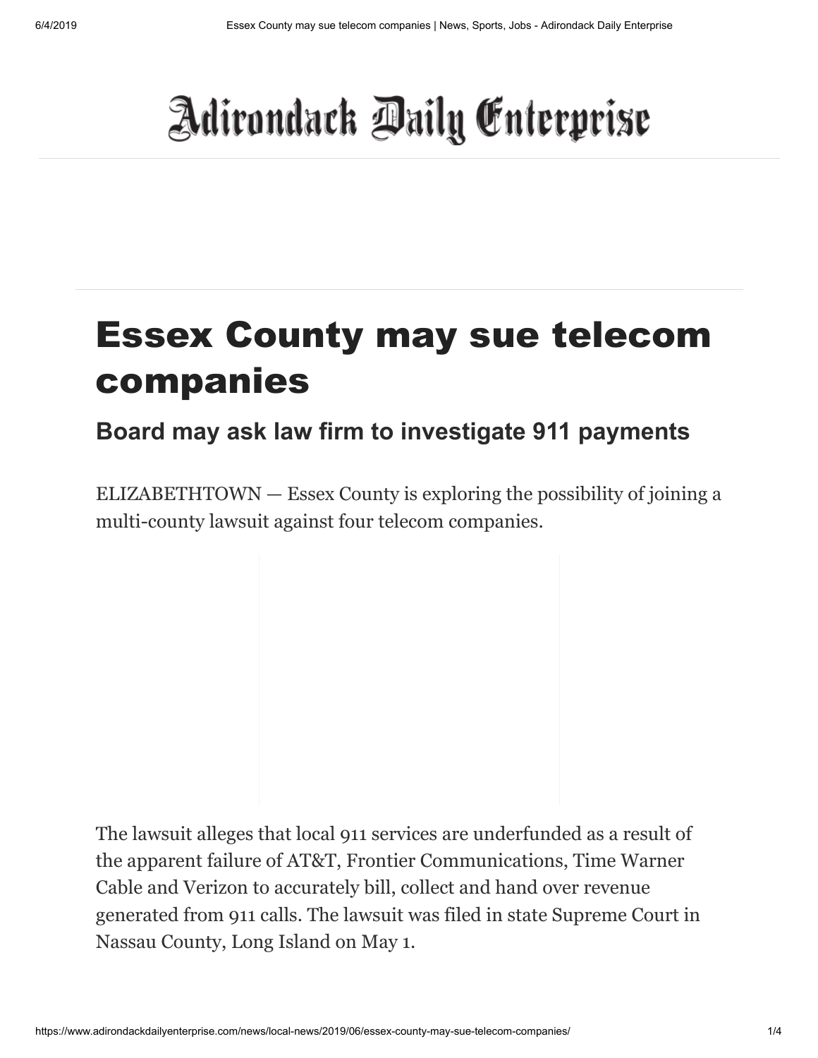Adirondack Daily Enterprise

# Essex County may sue telecom companies

## Board may ask law firm to investigate 911 payments

ELIZABETHTOWN — Essex County is exploring the possibility of joining a multi-county lawsuit against four telecom companies.

The lawsuit alleges that local 911 services are underfunded as a result of the apparent failure of AT&T, Frontier Communications, Time Warner Cable and Verizon to accurately bill, collect and hand over revenue generated from 911 calls. The lawsuit was filed in state Supreme Court in Nassau County, Long Island on May 1.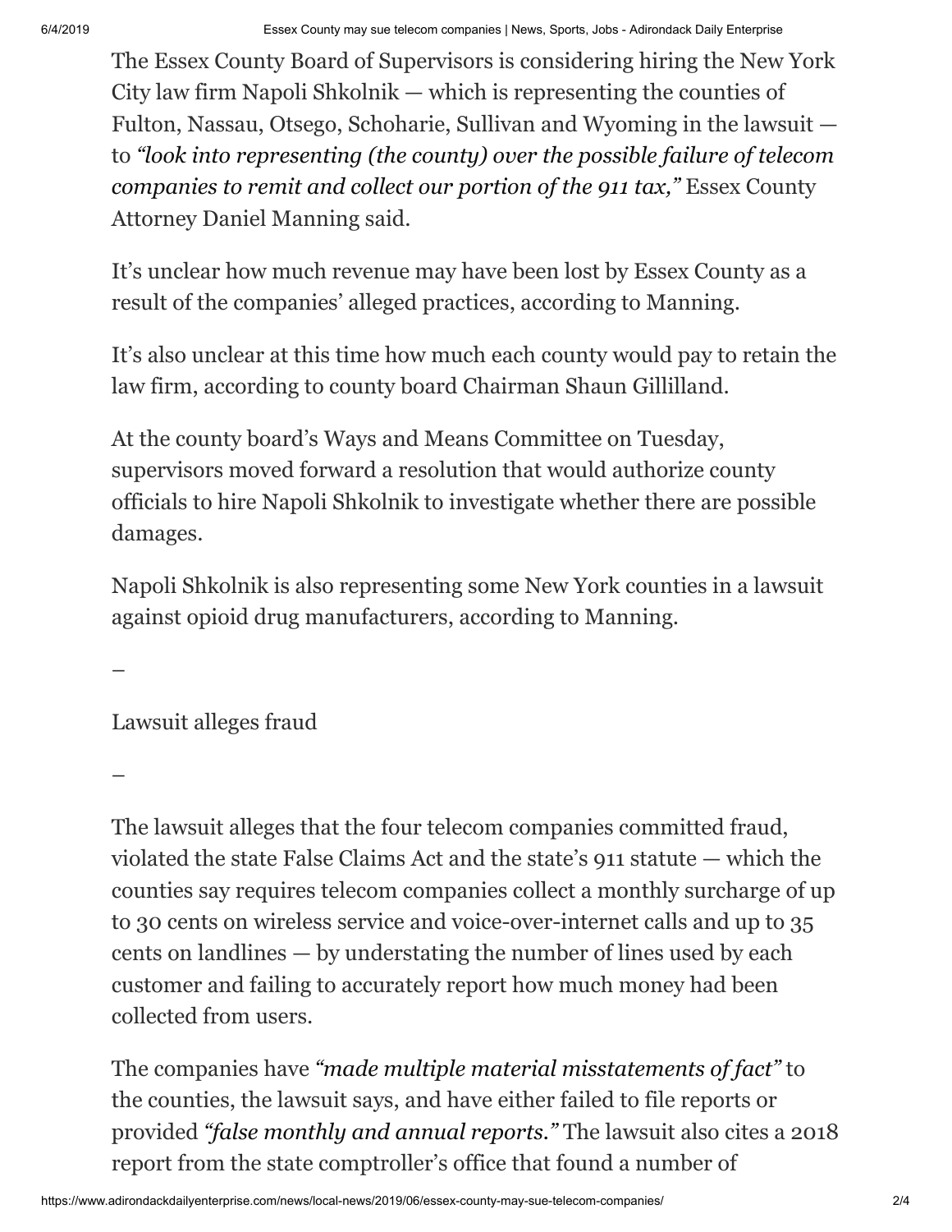The Essex County Board of Supervisors is considering hiring the New York City law firm Napoli Shkolnik — which is representing the counties of Fulton, Nassau, Otsego, Schoharie, Sullivan and Wyoming in the lawsuit — to *"look into representing (the county) over the possible failure of telecom companies to remit and collect our portion of the 911 tax,"* Essex County Attorney Daniel Manning said.

It's unclear how much revenue may have been lost by Essex County as a result of the companies' alleged practices, according to Manning.

It's also unclear at this time how much each county would pay to retain the law firm, according to county board Chairman Shaun Gillilland.

At the county board's Ways and Means Committee on Tuesday, supervisors moved forward a resolution that would authorize county officials to hire Napoli Shkolnik to investigate whether there are possible damages.

Napoli Shkolnik is also representing some New York counties in a lawsuit against opioid drug manufacturers, according to Manning.

—

Lawsuit alleges fraud

—

The lawsuit alleges that the four telecom companies committed fraud, violated the state False Claims Act and the state's 911 statute — which the counties say requires telecom companies collect a monthly surcharge of up to 30 cents on wireless service and voice-over-internet calls and up to 35 cents on landlines — by understating the number of lines used by each customer and failing to accurately report how much money had been collected from users.

The companies have *"made multiple material misstatements of fact"* to the counties, the lawsuit says, and have either failed to file reports or provided *"false monthly and annual reports."* The lawsuit also cites a 2018 report from the state comptroller's office that found a number of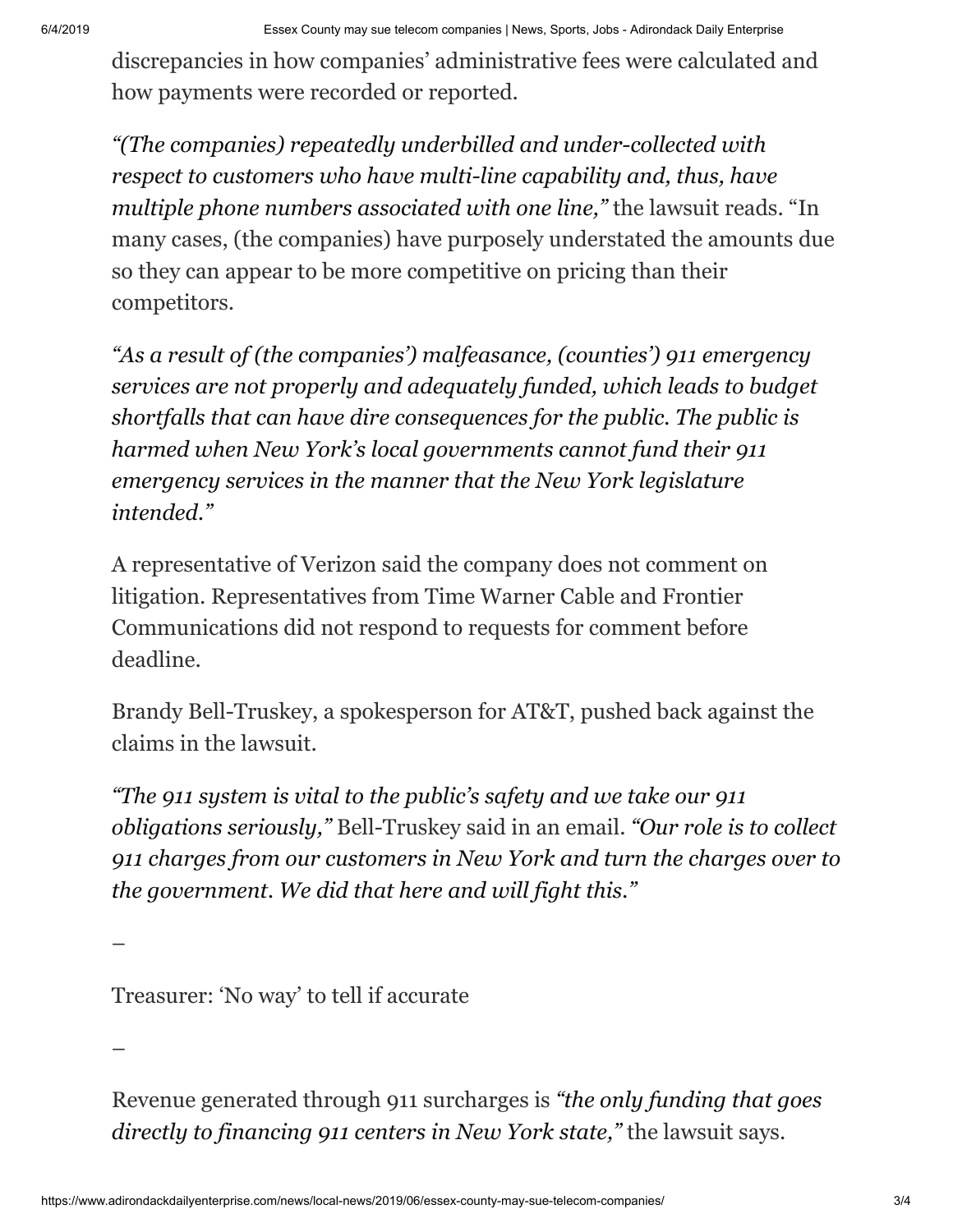discrepancies in how companies' administrative fees were calculated and how payments were recorded or reported.

*"(The companies) repeatedly underbilled and under-collected with respect to customers who have multi-line capability and, thus, have multiple phone numbers associated with one line,"* the lawsuit reads. "In many cases, (the companies) have purposely understated the amounts due so they can appear to be more competitive on pricing than their competitors.

*"As a result of (the companies') malfeasance, (counties') 911 emergency services are not properly and adequately funded, which leads to budget shortfalls that can have dire consequences for the public. The public is harmed when New York's local governments cannot fund their 911 emergency services in the manner that the New York legislature intended."*

A representative of Verizon said the company does not comment on litigation. Representatives from Time Warner Cable and Frontier Communications did not respond to requests for comment before deadline.

Brandy Bell-Truskey, a spokesperson for AT&T, pushed back against the claims in the lawsuit.

*"The 911 system is vital to the public's safety and we take our 911 obligations seriously,"* Bell-Truskey said in an email. *"Our role is to collect 911 charges from our customers in New York and turn the charges over to the government. We did that here and will fight this."*

—

Treasurer: 'No way' to tell if accurate

—

Revenue generated through 911 surcharges is *"the only funding that goes directly to financing 911 centers in New York state,"* the lawsuit says.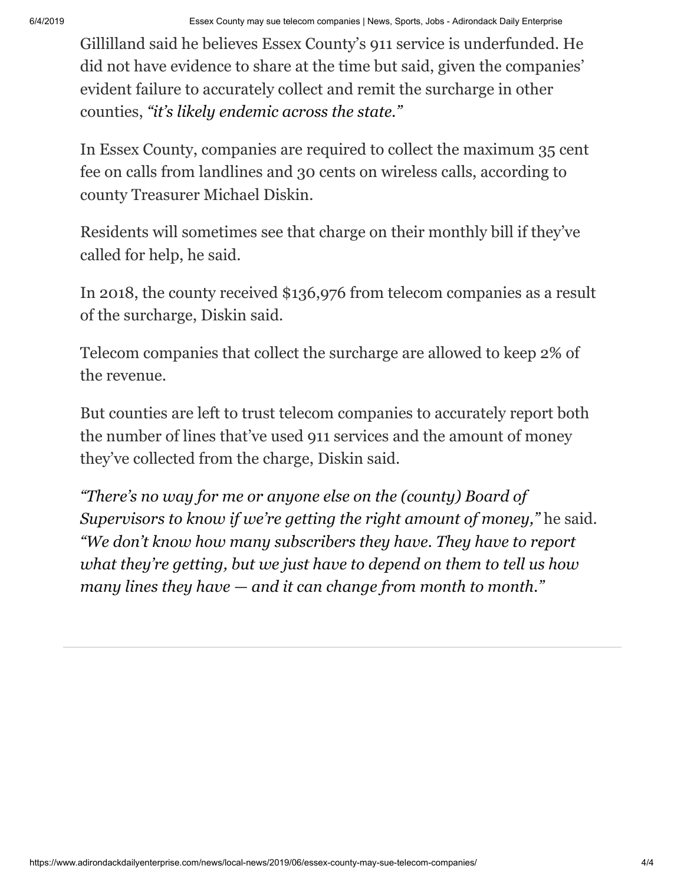Gillilland said he believes Essex County's 911 service is underfunded. He did not have evidence to share at the time but said, given the companies' evident failure to accurately collect and remit the surcharge in other counties, *"it's likely endemic across the state."*

In Essex County, companies are required to collect the maximum 35 cent fee on calls from landlines and 30 cents on wireless calls, according to county Treasurer Michael Diskin.

Residents will sometimes see that charge on their monthly bill if they've called for help, he said.

In 2018, the county received $136,976 from telecom companies as a result of the surcharge, Diskin said.

Telecom companies that collect the surcharge are allowed to keep 2% of the revenue.

But counties are left to trust telecom companies to accurately report both the number of lines that've used 911 services and the amount of money they've collected from the charge, Diskin said.

*"There's no way for me or anyone else on the (county) Board of Supervisors to know if we're getting the right amount of money,"* he said. *"We don't know how many subscribers they have. They have to report what they're getting, but we just have to depend on them to tell us how many lines they have — and it can change from month to month."*